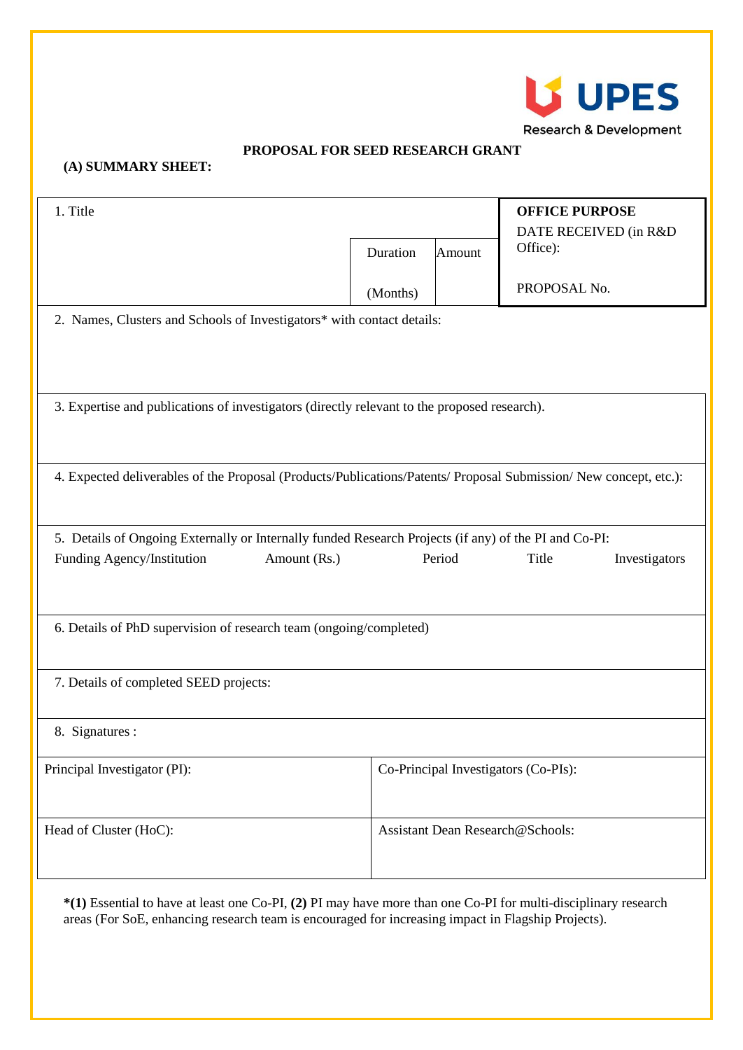UPES
Research & Development

# PROPOSAL FOR SEED RESEARCH GRANT

**(A) SUMMARY SHEET:**

| 1. Title | Duration (Months) | Amount | **OFFICE PURPOSE** DATE RECEIVED (in R&D Office): PROPOSAL No. |
|---|---|---|---|

2. Names, Clusters and Schools of Investigators* with contact details:

3. Expertise and publications of investigators (directly relevant to the proposed research).

4. Expected deliverables of the Proposal (Products/Publications/Patents/ Proposal Submission/ New concept, etc.):

5. Details of Ongoing Externally or Internally funded Research Projects (if any) of the PI and Co-PI:

| Funding Agency/Institution | Amount (Rs.) | Period | Title | Investigators |
|---|---|---|---|---|
| | | | | |

6. Details of PhD supervision of research team (ongoing/completed)

7. Details of completed SEED projects:

8. Signatures :

| Principal Investigator (PI): | Co-Principal Investigators (Co-PIs): |
|---|---|
| Head of Cluster (HoC): | Assistant Dean Research@Schools: |

***(1)** Essential to have at least one Co-PI, **(2)** PI may have more than one Co-PI for multi-disciplinary research areas (For SoE, enhancing research team is encouraged for increasing impact in Flagship Projects).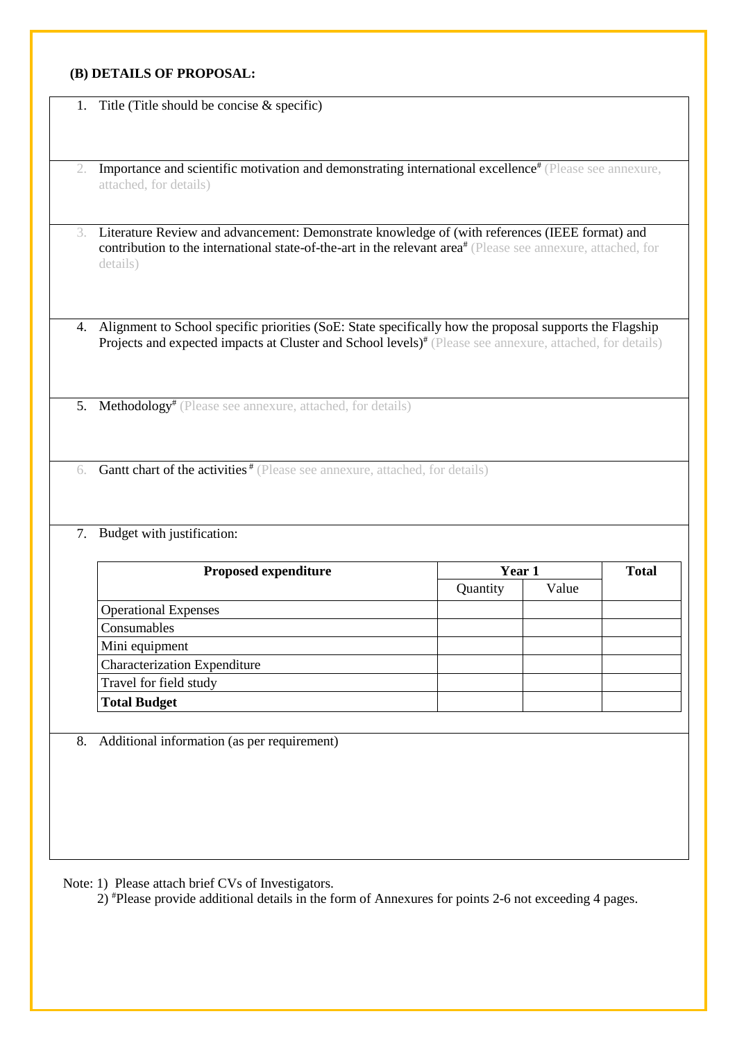**(B) DETAILS OF PROPOSAL:**

1. Title (Title should be concise & specific)

2. Importance and scientific motivation and demonstrating international excellence# (Please see annexure, attached, for details)

3. Literature Review and advancement: Demonstrate knowledge of (with references (IEEE format) and contribution to the international state-of-the-art in the relevant area# (Please see annexure, attached, for details)

4. Alignment to School specific priorities (SoE: State specifically how the proposal supports the Flagship Projects and expected impacts at Cluster and School levels)# (Please see annexure, attached, for details)

5. Methodology# (Please see annexure, attached, for details)

6. Gantt chart of the activities # (Please see annexure, attached, for details)

7. Budget with justification:

| **Proposed expenditure** | **Year 1** | | **Total** |
|---|---|---|---|
| | Quantity | Value | |
| Operational Expenses | | | |
| Consumables | | | |
| Mini equipment | | | |
| Characterization Expenditure | | | |
| Travel for field study | | | |
| **Total Budget** | | | |

8. Additional information (as per requirement)

Note: 1) Please attach brief CVs of Investigators.
2) #Please provide additional details in the form of Annexures for points 2-6 not exceeding 4 pages.